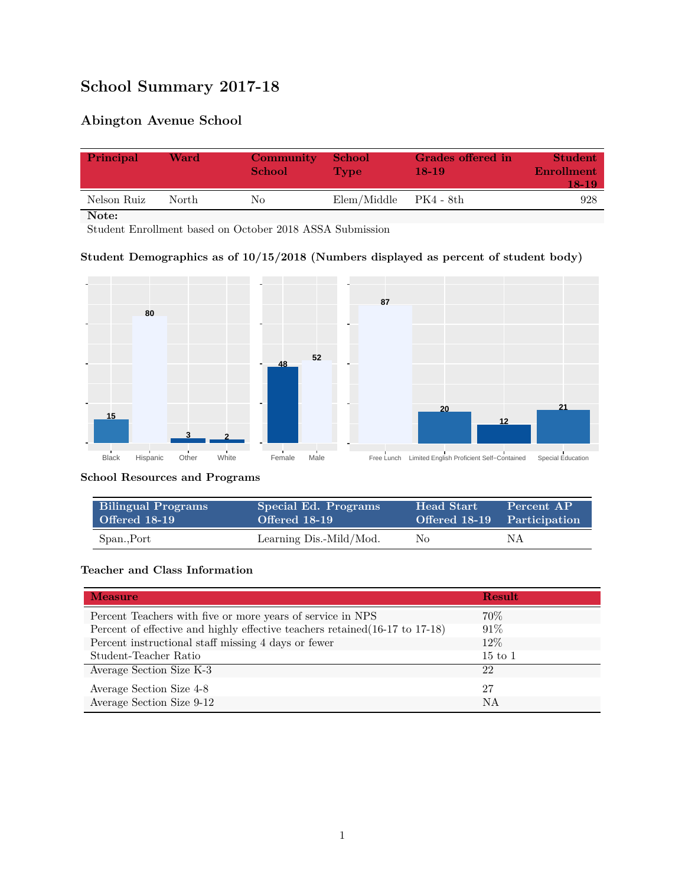# School Summary 2017-18

## Abington Avenue School

| Principal | Ward | Community School | School Type | Grades offered in 18-19 | Student Enrollment 18-19 |
|---|---|---|---|---|---|
| Nelson Ruiz | North | No | Elem/Middle | PK4 - 8th | 928 |

**Note:**
Student Enrollment based on October 2018 ASSA Submission

### Student Demographics as of 10/15/2018 (Numbers displayed as percent of student body)

| Black | Hispanic | Other | White |
|---|---|---|---|
| 15 | 80 | 3 | 2 |

| Female | Male |
|---|---|
| 48 | 52 |

| Free Lunch | Limited English Proficient | Self-Contained | Special Education |
|---|---|---|---|
| 87 | 20 | 12 | 21 |

### School Resources and Programs

| Bilingual Programs Offered 18-19 | Special Ed. Programs Offered 18-19 | Head Start Offered 18-19 | Percent AP Participation |
|---|---|---|---|
| Span.,Port | Learning Dis.-Mild/Mod. | No | NA |

### Teacher and Class Information

| Measure | Result |
|---|---|
| Percent Teachers with five or more years of service in NPS | 70% |
| Percent of effective and highly effective teachers retained(16-17 to 17-18) | 91% |
| Percent instructional staff missing 4 days or fewer | 12% |
| Student-Teacher Ratio | 15 to 1 |
| Average Section Size K-3 | 22 |
| Average Section Size 4-8 | 27 |
| Average Section Size 9-12 | NA |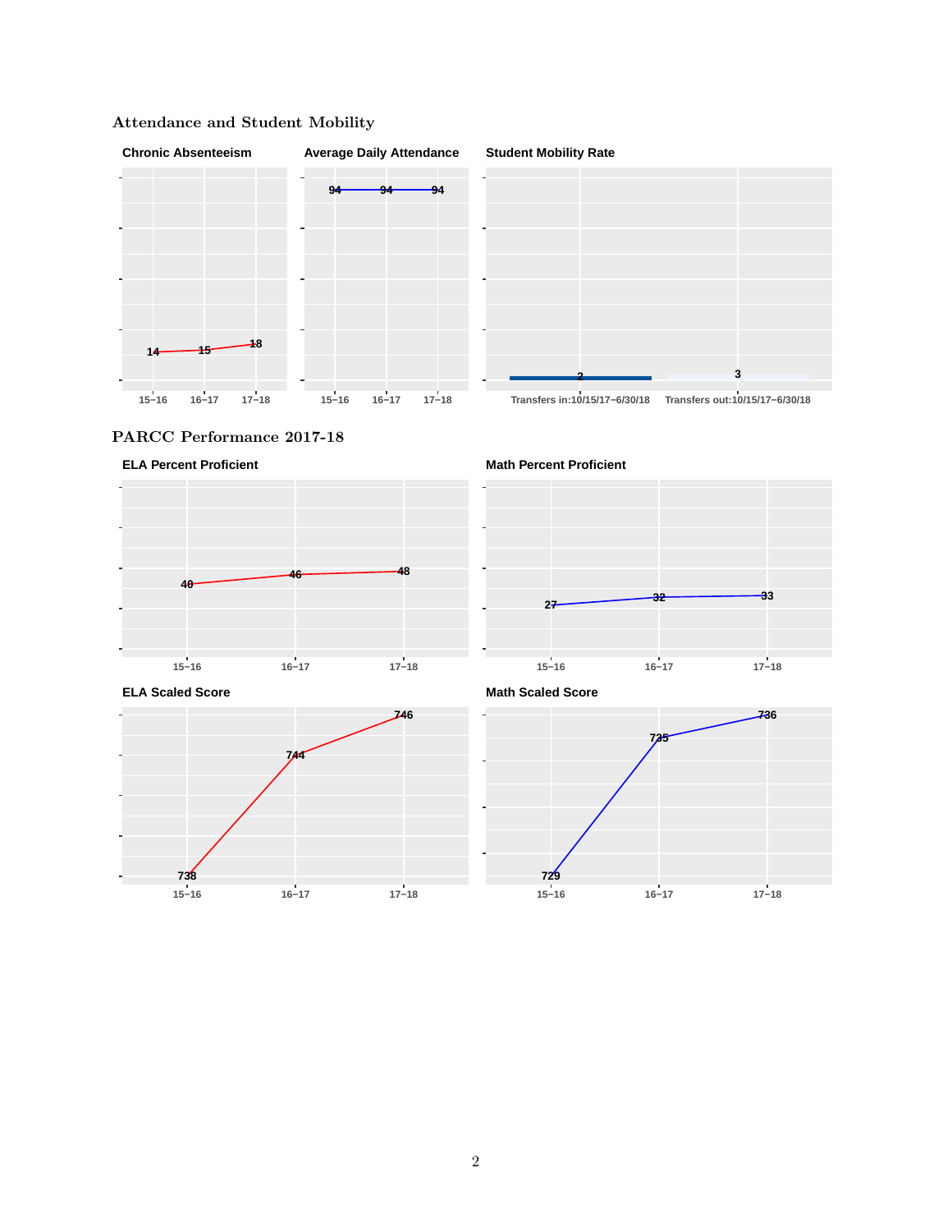## Attendance and Student Mobility

**Chronic Absenteeism**

14
15
18
15–16
16–17
17–18

**Average Daily Attendance**

94
94
94
15–16
16–17
17–18

**Student Mobility Rate**

2
3
Transfers in:10/15/17–6/30/18
Transfers out:10/15/17–6/30/18

## PARCC Performance 2017-18

**ELA Percent Proficient**

40
46
48
15–16
16–17
17–18

**Math Percent Proficient**

27
32
33
15–16
16–17
17–18

**ELA Scaled Score**

738
744
746
15–16
16–17
17–18

**Math Scaled Score**

729
735
736
15–16
16–17
17–18